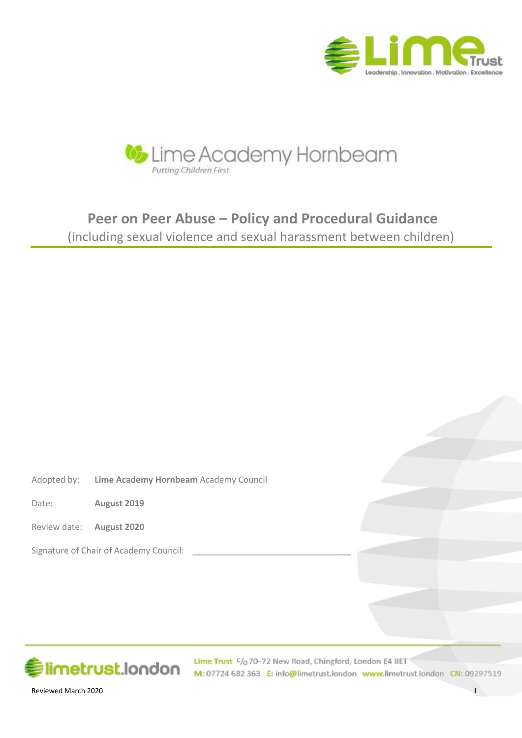Lime Trust
Leadership . Innovation . Motivation . Excellence

Lime Academy Hornbeam
*Putting Children First*

# Peer on Peer Abuse – Policy and Procedural Guidance

(including sexual violence and sexual harassment between children)

Adopted by: **Lime Academy Hornbeam** Academy Council

Date: **August 2019**

Review date: **August 2020**

Signature of Chair of Academy Council: ________________________________

limetrust.london

**Lime Trust** c/o 70-72 New Road, Chingford, London E4 8ET
**M:** 07724 682 363 **E:** info@limetrust.london **www.**limetrust.london **CN:** 09297519

Reviewed March 2020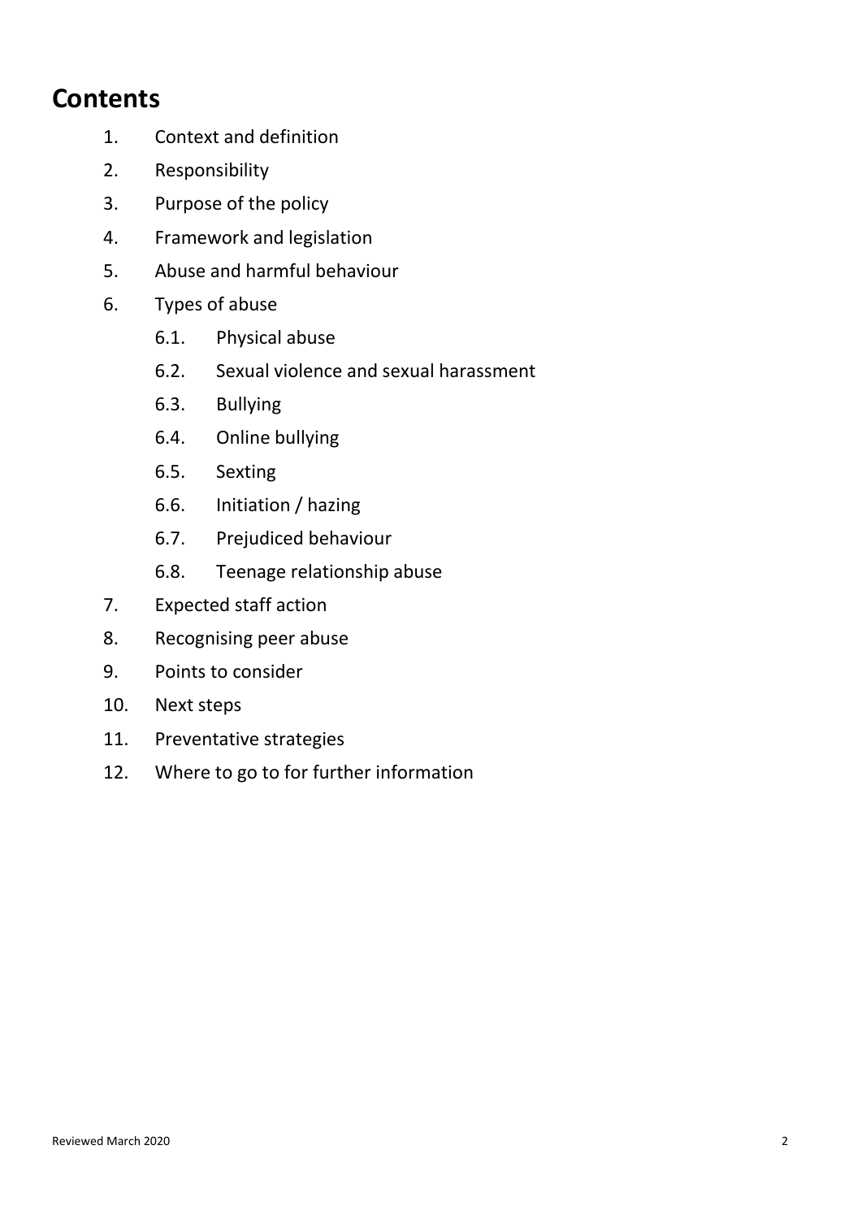# Contents

1. Context and definition
2. Responsibility
3. Purpose of the policy
4. Framework and legislation
5. Abuse and harmful behaviour
6. Types of abuse
    - 6.1. Physical abuse
    - 6.2. Sexual violence and sexual harassment
    - 6.3. Bullying
    - 6.4. Online bullying
    - 6.5. Sexting
    - 6.6. Initiation / hazing
    - 6.7. Prejudiced behaviour
    - 6.8. Teenage relationship abuse
7. Expected staff action
8. Recognising peer abuse
9. Points to consider
10. Next steps
11. Preventative strategies
12. Where to go to for further information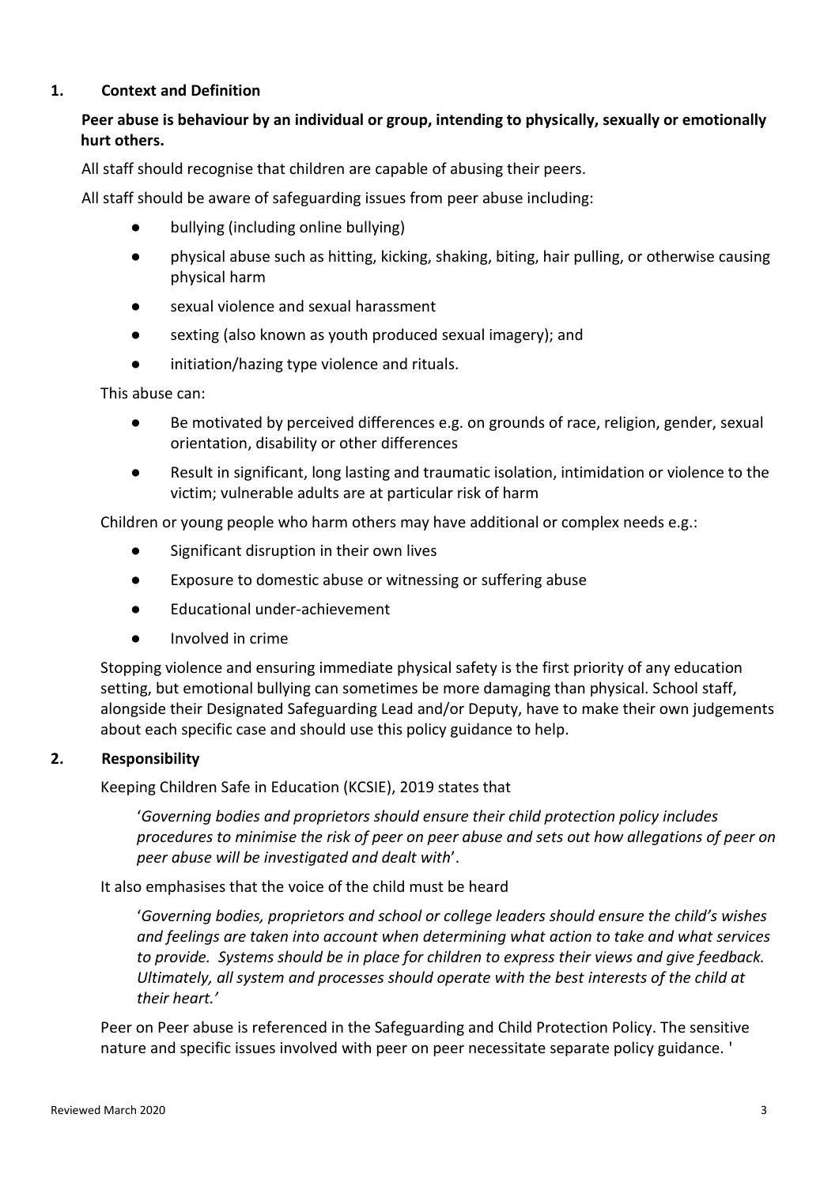## 1. Context and Definition

**Peer abuse is behaviour by an individual or group, intending to physically, sexually or emotionally hurt others.**

All staff should recognise that children are capable of abusing their peers.

All staff should be aware of safeguarding issues from peer abuse including:

- bullying (including online bullying)
- physical abuse such as hitting, kicking, shaking, biting, hair pulling, or otherwise causing physical harm
- sexual violence and sexual harassment
- sexting (also known as youth produced sexual imagery); and
- initiation/hazing type violence and rituals.

This abuse can:

- Be motivated by perceived differences e.g. on grounds of race, religion, gender, sexual orientation, disability or other differences
- Result in significant, long lasting and traumatic isolation, intimidation or violence to the victim; vulnerable adults are at particular risk of harm

Children or young people who harm others may have additional or complex needs e.g.:

- Significant disruption in their own lives
- Exposure to domestic abuse or witnessing or suffering abuse
- Educational under-achievement
- Involved in crime

Stopping violence and ensuring immediate physical safety is the first priority of any education setting, but emotional bullying can sometimes be more damaging than physical. School staff, alongside their Designated Safeguarding Lead and/or Deputy, have to make their own judgements about each specific case and should use this policy guidance to help.

## 2. Responsibility

Keeping Children Safe in Education (KCSIE), 2019 states that

> '*Governing bodies and proprietors should ensure their child protection policy includes procedures to minimise the risk of peer on peer abuse and sets out how allegations of peer on peer abuse will be investigated and dealt with*'.

It also emphasises that the voice of the child must be heard

> '*Governing bodies, proprietors and school or college leaders should ensure the child's wishes and feelings are taken into account when determining what action to take and what services to provide. Systems should be in place for children to express their views and give feedback. Ultimately, all system and processes should operate with the best interests of the child at their heart.'*

Peer on Peer abuse is referenced in the Safeguarding and Child Protection Policy. The sensitive nature and specific issues involved with peer on peer necessitate separate policy guidance. '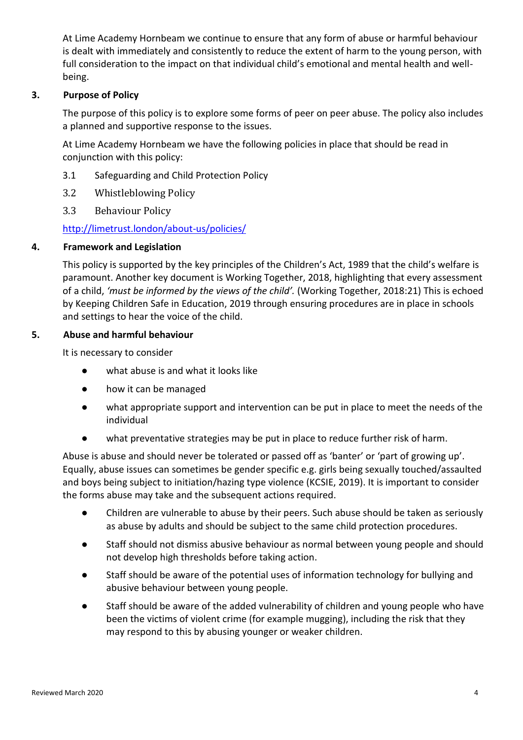At Lime Academy Hornbeam we continue to ensure that any form of abuse or harmful behaviour is dealt with immediately and consistently to reduce the extent of harm to the young person, with full consideration to the impact on that individual child's emotional and mental health and well-being.

## 3. Purpose of Policy

The purpose of this policy is to explore some forms of peer on peer abuse. The policy also includes a planned and supportive response to the issues.

At Lime Academy Hornbeam we have the following policies in place that should be read in conjunction with this policy:

3.1 Safeguarding and Child Protection Policy

3.2 Whistleblowing Policy

3.3 Behaviour Policy

http://limetrust.london/about-us/policies/

## 4. Framework and Legislation

This policy is supported by the key principles of the Children's Act, 1989 that the child's welfare is paramount. Another key document is Working Together, 2018, highlighting that every assessment of a child, *'must be informed by the views of the child'.* (Working Together, 2018:21) This is echoed by Keeping Children Safe in Education, 2019 through ensuring procedures are in place in schools and settings to hear the voice of the child.

## 5. Abuse and harmful behaviour

It is necessary to consider

- what abuse is and what it looks like
- how it can be managed
- what appropriate support and intervention can be put in place to meet the needs of the individual
- what preventative strategies may be put in place to reduce further risk of harm.

Abuse is abuse and should never be tolerated or passed off as 'banter' or 'part of growing up'. Equally, abuse issues can sometimes be gender specific e.g. girls being sexually touched/assaulted and boys being subject to initiation/hazing type violence (KCSIE, 2019). It is important to consider the forms abuse may take and the subsequent actions required.

- Children are vulnerable to abuse by their peers. Such abuse should be taken as seriously as abuse by adults and should be subject to the same child protection procedures.
- Staff should not dismiss abusive behaviour as normal between young people and should not develop high thresholds before taking action.
- Staff should be aware of the potential uses of information technology for bullying and abusive behaviour between young people.
- Staff should be aware of the added vulnerability of children and young people who have been the victims of violent crime (for example mugging), including the risk that they may respond to this by abusing younger or weaker children.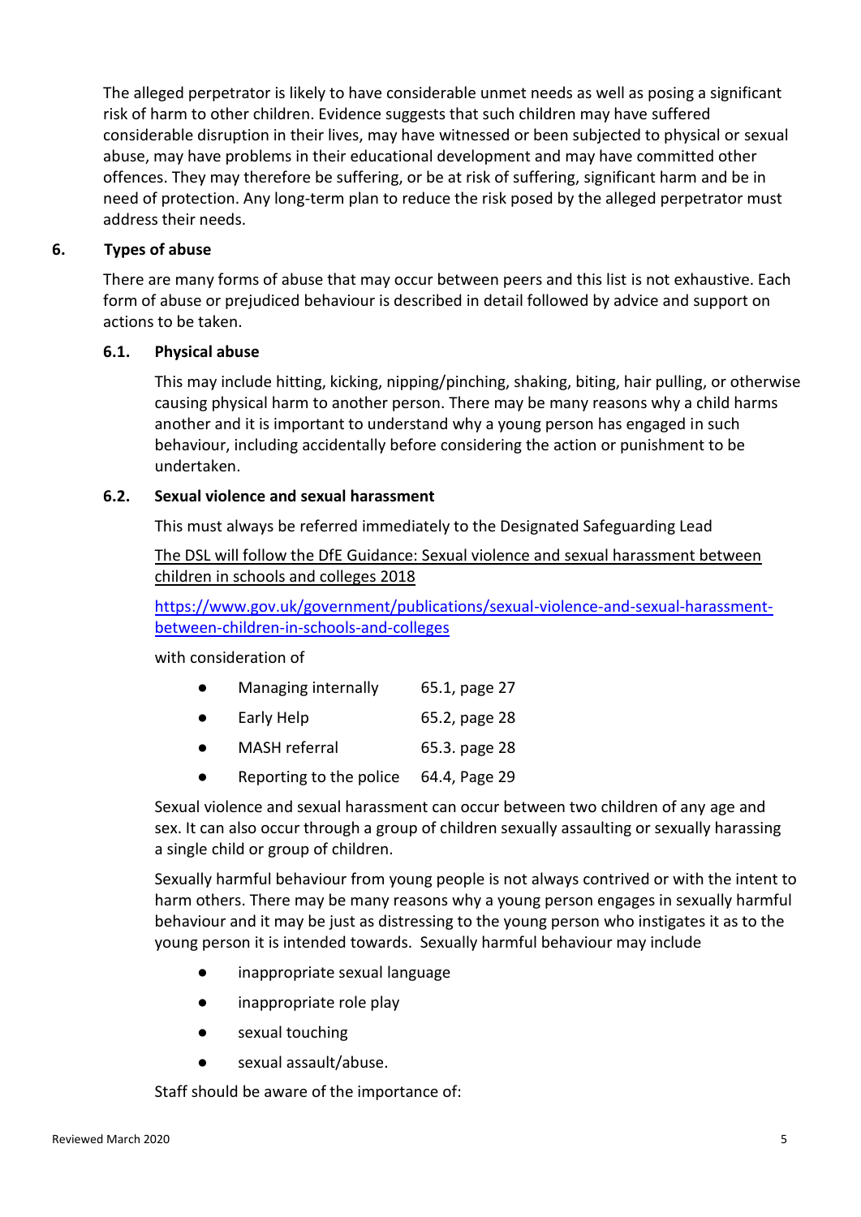The alleged perpetrator is likely to have considerable unmet needs as well as posing a significant risk of harm to other children. Evidence suggests that such children may have suffered considerable disruption in their lives, may have witnessed or been subjected to physical or sexual abuse, may have problems in their educational development and may have committed other offences. They may therefore be suffering, or be at risk of suffering, significant harm and be in need of protection. Any long-term plan to reduce the risk posed by the alleged perpetrator must address their needs.

## 6. Types of abuse

There are many forms of abuse that may occur between peers and this list is not exhaustive. Each form of abuse or prejudiced behaviour is described in detail followed by advice and support on actions to be taken.

### 6.1. Physical abuse

This may include hitting, kicking, nipping/pinching, shaking, biting, hair pulling, or otherwise causing physical harm to another person. There may be many reasons why a child harms another and it is important to understand why a young person has engaged in such behaviour, including accidentally before considering the action or punishment to be undertaken.

### 6.2. Sexual violence and sexual harassment

This must always be referred immediately to the Designated Safeguarding Lead

The DSL will follow the DfE Guidance: Sexual violence and sexual harassment between children in schools and colleges 2018

https://www.gov.uk/government/publications/sexual-violence-and-sexual-harassment-between-children-in-schools-and-colleges

with consideration of

- Managing internally 65.1, page 27
- Early Help 65.2, page 28
- MASH referral 65.3. page 28
- Reporting to the police 64.4, Page 29

Sexual violence and sexual harassment can occur between two children of any age and sex. It can also occur through a group of children sexually assaulting or sexually harassing a single child or group of children.

Sexually harmful behaviour from young people is not always contrived or with the intent to harm others. There may be many reasons why a young person engages in sexually harmful behaviour and it may be just as distressing to the young person who instigates it as to the young person it is intended towards. Sexually harmful behaviour may include

- inappropriate sexual language
- inappropriate role play
- sexual touching
- sexual assault/abuse.

Staff should be aware of the importance of: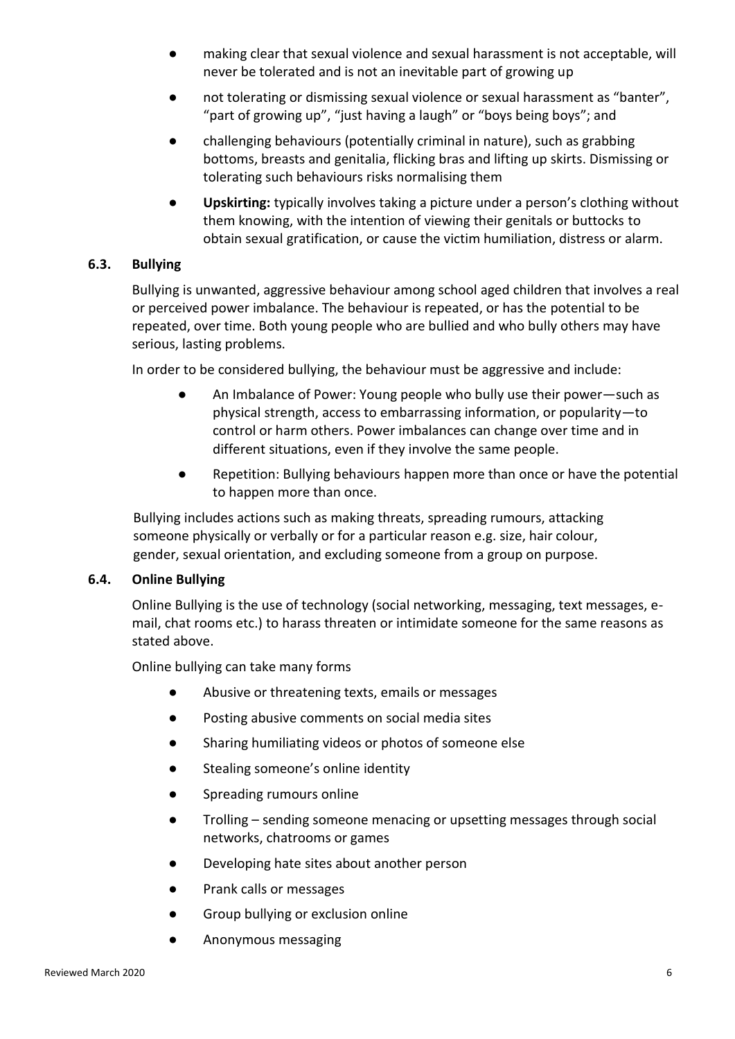- making clear that sexual violence and sexual harassment is not acceptable, will never be tolerated and is not an inevitable part of growing up
- not tolerating or dismissing sexual violence or sexual harassment as "banter", "part of growing up", "just having a laugh" or "boys being boys"; and
- challenging behaviours (potentially criminal in nature), such as grabbing bottoms, breasts and genitalia, flicking bras and lifting up skirts. Dismissing or tolerating such behaviours risks normalising them
- **Upskirting:** typically involves taking a picture under a person's clothing without them knowing, with the intention of viewing their genitals or buttocks to obtain sexual gratification, or cause the victim humiliation, distress or alarm.

### 6.3. Bullying

Bullying is unwanted, aggressive behaviour among school aged children that involves a real or perceived power imbalance. The behaviour is repeated, or has the potential to be repeated, over time. Both young people who are bullied and who bully others may have serious, lasting problems.

In order to be considered bullying, the behaviour must be aggressive and include:

- An Imbalance of Power: Young people who bully use their power—such as physical strength, access to embarrassing information, or popularity—to control or harm others. Power imbalances can change over time and in different situations, even if they involve the same people.
- Repetition: Bullying behaviours happen more than once or have the potential to happen more than once.

Bullying includes actions such as making threats, spreading rumours, attacking someone physically or verbally or for a particular reason e.g. size, hair colour, gender, sexual orientation, and excluding someone from a group on purpose.

### 6.4. Online Bullying

Online Bullying is the use of technology (social networking, messaging, text messages, e-mail, chat rooms etc.) to harass threaten or intimidate someone for the same reasons as stated above.

Online bullying can take many forms

- Abusive or threatening texts, emails or messages
- Posting abusive comments on social media sites
- Sharing humiliating videos or photos of someone else
- Stealing someone's online identity
- Spreading rumours online
- Trolling – sending someone menacing or upsetting messages through social networks, chatrooms or games
- Developing hate sites about another person
- Prank calls or messages
- Group bullying or exclusion online
- Anonymous messaging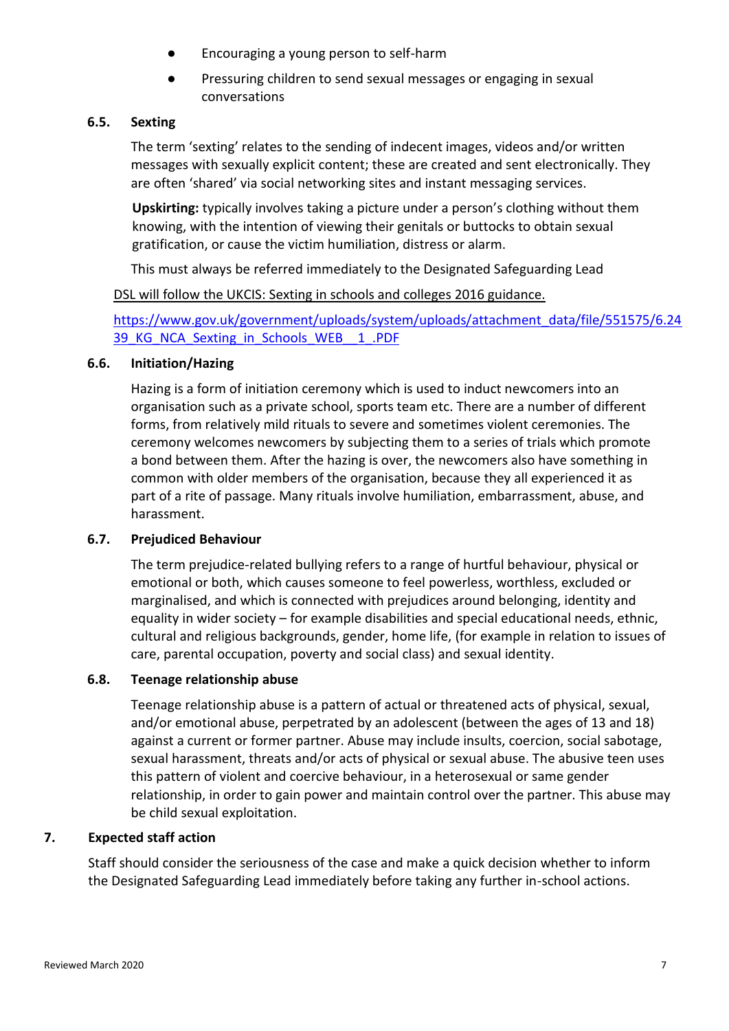- Encouraging a young person to self-harm
- Pressuring children to send sexual messages or engaging in sexual conversations

### 6.5. Sexting

The term 'sexting' relates to the sending of indecent images, videos and/or written messages with sexually explicit content; these are created and sent electronically. They are often 'shared' via social networking sites and instant messaging services.

**Upskirting:** typically involves taking a picture under a person's clothing without them knowing, with the intention of viewing their genitals or buttocks to obtain sexual gratification, or cause the victim humiliation, distress or alarm.

This must always be referred immediately to the Designated Safeguarding Lead

DSL will follow the UKCIS: Sexting in schools and colleges 2016 guidance.

https://www.gov.uk/government/uploads/system/uploads/attachment_data/file/551575/6.2439_KG_NCA_Sexting_in_Schools_WEB__1_.PDF

### 6.6. Initiation/Hazing

Hazing is a form of initiation ceremony which is used to induct newcomers into an organisation such as a private school, sports team etc. There are a number of different forms, from relatively mild rituals to severe and sometimes violent ceremonies. The ceremony welcomes newcomers by subjecting them to a series of trials which promote a bond between them. After the hazing is over, the newcomers also have something in common with older members of the organisation, because they all experienced it as part of a rite of passage. Many rituals involve humiliation, embarrassment, abuse, and harassment.

### 6.7. Prejudiced Behaviour

The term prejudice-related bullying refers to a range of hurtful behaviour, physical or emotional or both, which causes someone to feel powerless, worthless, excluded or marginalised, and which is connected with prejudices around belonging, identity and equality in wider society – for example disabilities and special educational needs, ethnic, cultural and religious backgrounds, gender, home life, (for example in relation to issues of care, parental occupation, poverty and social class) and sexual identity.

### 6.8. Teenage relationship abuse

Teenage relationship abuse is a pattern of actual or threatened acts of physical, sexual, and/or emotional abuse, perpetrated by an adolescent (between the ages of 13 and 18) against a current or former partner. Abuse may include insults, coercion, social sabotage, sexual harassment, threats and/or acts of physical or sexual abuse. The abusive teen uses this pattern of violent and coercive behaviour, in a heterosexual or same gender relationship, in order to gain power and maintain control over the partner. This abuse may be child sexual exploitation.

## 7. Expected staff action

Staff should consider the seriousness of the case and make a quick decision whether to inform the Designated Safeguarding Lead immediately before taking any further in-school actions.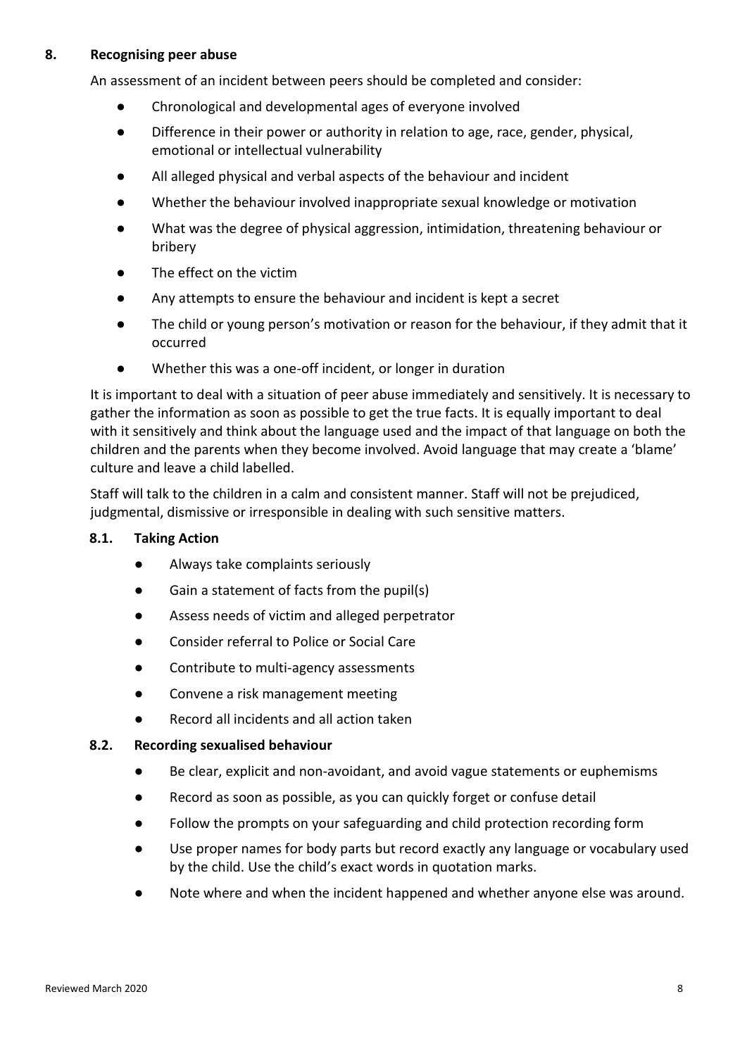## 8. Recognising peer abuse

An assessment of an incident between peers should be completed and consider:

- Chronological and developmental ages of everyone involved
- Difference in their power or authority in relation to age, race, gender, physical, emotional or intellectual vulnerability
- All alleged physical and verbal aspects of the behaviour and incident
- Whether the behaviour involved inappropriate sexual knowledge or motivation
- What was the degree of physical aggression, intimidation, threatening behaviour or bribery
- The effect on the victim
- Any attempts to ensure the behaviour and incident is kept a secret
- The child or young person's motivation or reason for the behaviour, if they admit that it occurred
- Whether this was a one-off incident, or longer in duration

It is important to deal with a situation of peer abuse immediately and sensitively. It is necessary to gather the information as soon as possible to get the true facts. It is equally important to deal with it sensitively and think about the language used and the impact of that language on both the children and the parents when they become involved. Avoid language that may create a 'blame' culture and leave a child labelled.

Staff will talk to the children in a calm and consistent manner. Staff will not be prejudiced, judgmental, dismissive or irresponsible in dealing with such sensitive matters.

### 8.1. Taking Action

- Always take complaints seriously
- Gain a statement of facts from the pupil(s)
- Assess needs of victim and alleged perpetrator
- Consider referral to Police or Social Care
- Contribute to multi-agency assessments
- Convene a risk management meeting
- Record all incidents and all action taken

### 8.2. Recording sexualised behaviour

- Be clear, explicit and non-avoidant, and avoid vague statements or euphemisms
- Record as soon as possible, as you can quickly forget or confuse detail
- Follow the prompts on your safeguarding and child protection recording form
- Use proper names for body parts but record exactly any language or vocabulary used by the child. Use the child's exact words in quotation marks.
- Note where and when the incident happened and whether anyone else was around.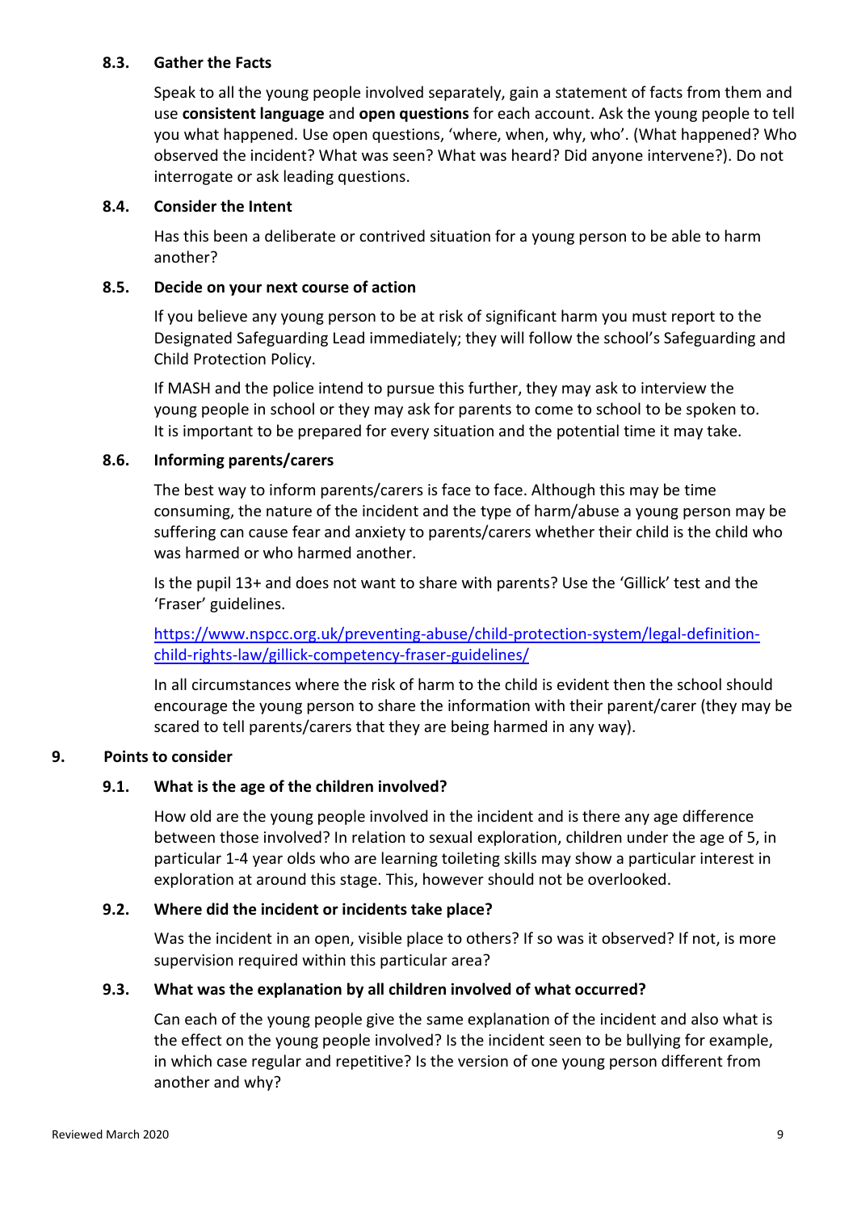### 8.3. Gather the Facts

Speak to all the young people involved separately, gain a statement of facts from them and use **consistent language** and **open questions** for each account. Ask the young people to tell you what happened. Use open questions, 'where, when, why, who'. (What happened? Who observed the incident? What was seen? What was heard? Did anyone intervene?). Do not interrogate or ask leading questions.

### 8.4. Consider the Intent

Has this been a deliberate or contrived situation for a young person to be able to harm another?

### 8.5. Decide on your next course of action

If you believe any young person to be at risk of significant harm you must report to the Designated Safeguarding Lead immediately; they will follow the school's Safeguarding and Child Protection Policy.

If MASH and the police intend to pursue this further, they may ask to interview the young people in school or they may ask for parents to come to school to be spoken to. It is important to be prepared for every situation and the potential time it may take.

### 8.6. Informing parents/carers

The best way to inform parents/carers is face to face. Although this may be time consuming, the nature of the incident and the type of harm/abuse a young person may be suffering can cause fear and anxiety to parents/carers whether their child is the child who was harmed or who harmed another.

Is the pupil 13+ and does not want to share with parents? Use the 'Gillick' test and the 'Fraser' guidelines.

https://www.nspcc.org.uk/preventing-abuse/child-protection-system/legal-definition-child-rights-law/gillick-competency-fraser-guidelines/

In all circumstances where the risk of harm to the child is evident then the school should encourage the young person to share the information with their parent/carer (they may be scared to tell parents/carers that they are being harmed in any way).

## 9. Points to consider

### 9.1. What is the age of the children involved?

How old are the young people involved in the incident and is there any age difference between those involved? In relation to sexual exploration, children under the age of 5, in particular 1-4 year olds who are learning toileting skills may show a particular interest in exploration at around this stage. This, however should not be overlooked.

### 9.2. Where did the incident or incidents take place?

Was the incident in an open, visible place to others? If so was it observed? If not, is more supervision required within this particular area?

### 9.3. What was the explanation by all children involved of what occurred?

Can each of the young people give the same explanation of the incident and also what is the effect on the young people involved? Is the incident seen to be bullying for example, in which case regular and repetitive? Is the version of one young person different from another and why?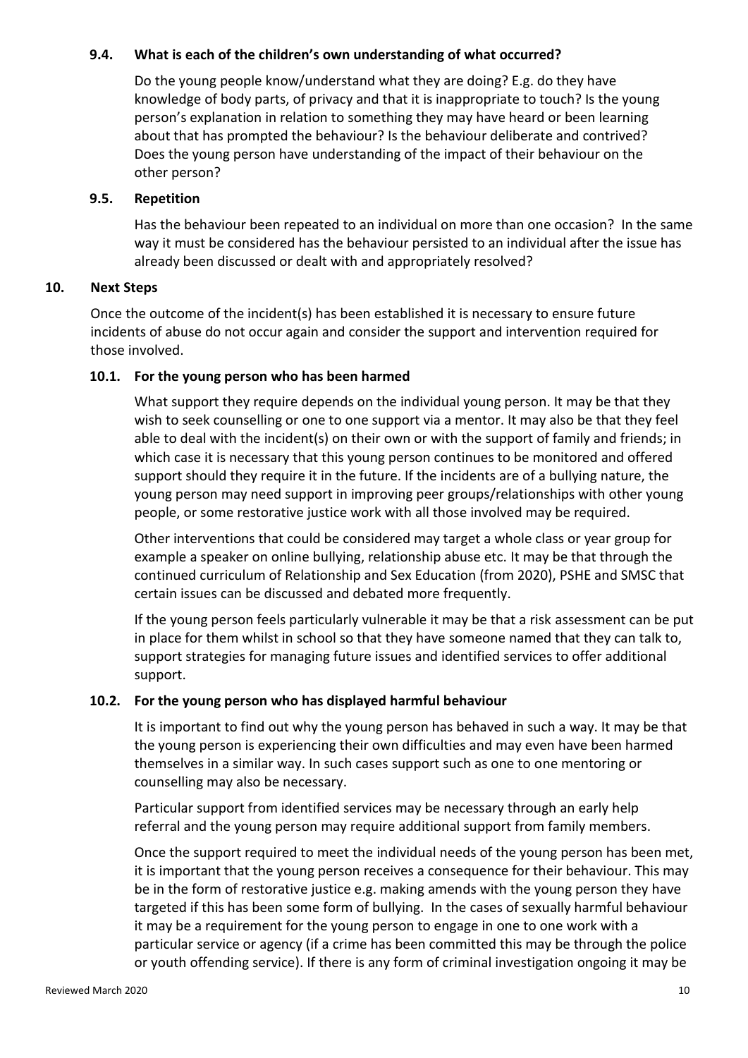### 9.4. What is each of the children's own understanding of what occurred?

Do the young people know/understand what they are doing? E.g. do they have knowledge of body parts, of privacy and that it is inappropriate to touch? Is the young person's explanation in relation to something they may have heard or been learning about that has prompted the behaviour? Is the behaviour deliberate and contrived? Does the young person have understanding of the impact of their behaviour on the other person?

### 9.5. Repetition

Has the behaviour been repeated to an individual on more than one occasion? In the same way it must be considered has the behaviour persisted to an individual after the issue has already been discussed or dealt with and appropriately resolved?

## 10. Next Steps

Once the outcome of the incident(s) has been established it is necessary to ensure future incidents of abuse do not occur again and consider the support and intervention required for those involved.

### 10.1. For the young person who has been harmed

What support they require depends on the individual young person. It may be that they wish to seek counselling or one to one support via a mentor. It may also be that they feel able to deal with the incident(s) on their own or with the support of family and friends; in which case it is necessary that this young person continues to be monitored and offered support should they require it in the future. If the incidents are of a bullying nature, the young person may need support in improving peer groups/relationships with other young people, or some restorative justice work with all those involved may be required.

Other interventions that could be considered may target a whole class or year group for example a speaker on online bullying, relationship abuse etc. It may be that through the continued curriculum of Relationship and Sex Education (from 2020), PSHE and SMSC that certain issues can be discussed and debated more frequently.

If the young person feels particularly vulnerable it may be that a risk assessment can be put in place for them whilst in school so that they have someone named that they can talk to, support strategies for managing future issues and identified services to offer additional support.

### 10.2. For the young person who has displayed harmful behaviour

It is important to find out why the young person has behaved in such a way. It may be that the young person is experiencing their own difficulties and may even have been harmed themselves in a similar way. In such cases support such as one to one mentoring or counselling may also be necessary.

Particular support from identified services may be necessary through an early help referral and the young person may require additional support from family members.

Once the support required to meet the individual needs of the young person has been met, it is important that the young person receives a consequence for their behaviour. This may be in the form of restorative justice e.g. making amends with the young person they have targeted if this has been some form of bullying. In the cases of sexually harmful behaviour it may be a requirement for the young person to engage in one to one work with a particular service or agency (if a crime has been committed this may be through the police or youth offending service). If there is any form of criminal investigation ongoing it may be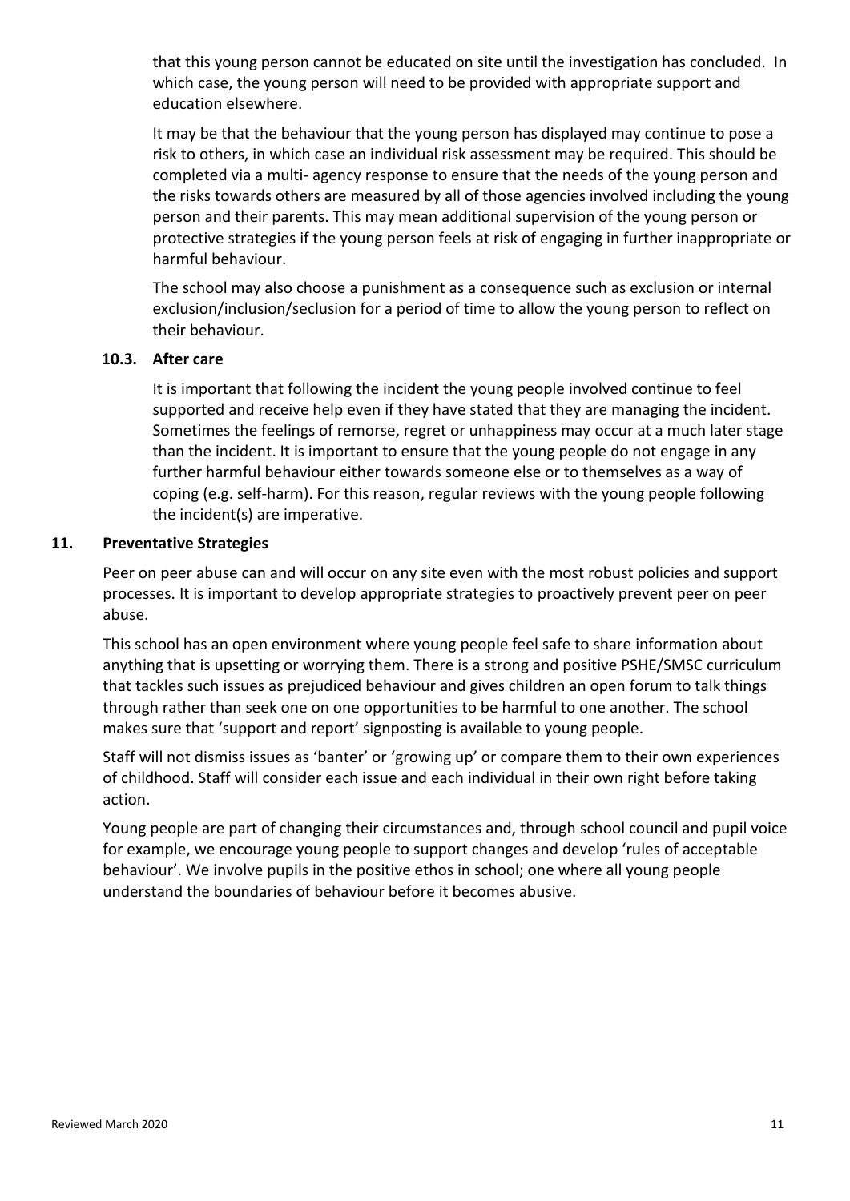that this young person cannot be educated on site until the investigation has concluded. In which case, the young person will need to be provided with appropriate support and education elsewhere.

It may be that the behaviour that the young person has displayed may continue to pose a risk to others, in which case an individual risk assessment may be required. This should be completed via a multi- agency response to ensure that the needs of the young person and the risks towards others are measured by all of those agencies involved including the young person and their parents. This may mean additional supervision of the young person or protective strategies if the young person feels at risk of engaging in further inappropriate or harmful behaviour.

The school may also choose a punishment as a consequence such as exclusion or internal exclusion/inclusion/seclusion for a period of time to allow the young person to reflect on their behaviour.

### 10.3. After care

It is important that following the incident the young people involved continue to feel supported and receive help even if they have stated that they are managing the incident. Sometimes the feelings of remorse, regret or unhappiness may occur at a much later stage than the incident. It is important to ensure that the young people do not engage in any further harmful behaviour either towards someone else or to themselves as a way of coping (e.g. self-harm). For this reason, regular reviews with the young people following the incident(s) are imperative.

## 11. Preventative Strategies

Peer on peer abuse can and will occur on any site even with the most robust policies and support processes. It is important to develop appropriate strategies to proactively prevent peer on peer abuse.

This school has an open environment where young people feel safe to share information about anything that is upsetting or worrying them. There is a strong and positive PSHE/SMSC curriculum that tackles such issues as prejudiced behaviour and gives children an open forum to talk things through rather than seek one on one opportunities to be harmful to one another. The school makes sure that 'support and report' signposting is available to young people.

Staff will not dismiss issues as 'banter' or 'growing up' or compare them to their own experiences of childhood. Staff will consider each issue and each individual in their own right before taking action.

Young people are part of changing their circumstances and, through school council and pupil voice for example, we encourage young people to support changes and develop 'rules of acceptable behaviour'. We involve pupils in the positive ethos in school; one where all young people understand the boundaries of behaviour before it becomes abusive.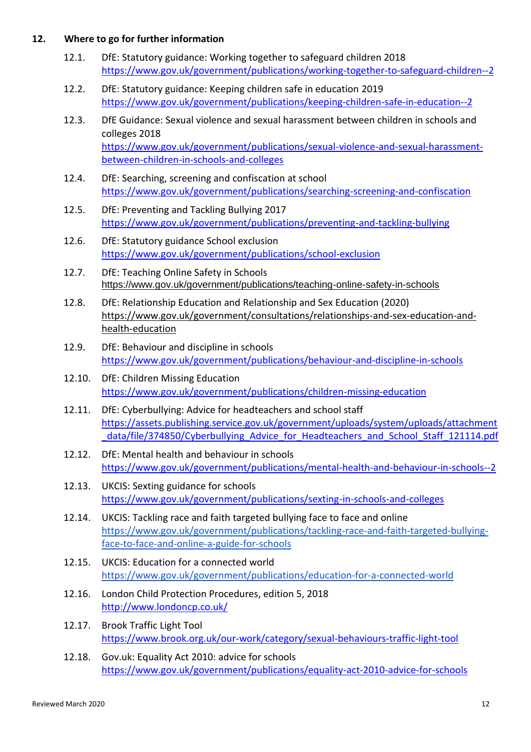## 12. Where to go for further information

12.1. DfE: Statutory guidance: Working together to safeguard children 2018
https://www.gov.uk/government/publications/working-together-to-safeguard-children--2

12.2. DfE: Statutory guidance: Keeping children safe in education 2019
https://www.gov.uk/government/publications/keeping-children-safe-in-education--2

12.3. DfE Guidance: Sexual violence and sexual harassment between children in schools and colleges 2018
https://www.gov.uk/government/publications/sexual-violence-and-sexual-harassment-between-children-in-schools-and-colleges

12.4. DfE: Searching, screening and confiscation at school
https://www.gov.uk/government/publications/searching-screening-and-confiscation

12.5. DfE: Preventing and Tackling Bullying 2017
https://www.gov.uk/government/publications/preventing-and-tackling-bullying

12.6. DfE: Statutory guidance School exclusion
https://www.gov.uk/government/publications/school-exclusion

12.7. DfE: Teaching Online Safety in Schools
https://www.gov.uk/government/publications/teaching-online-safety-in-schools

12.8. DfE: Relationship Education and Relationship and Sex Education (2020)
https://www.gov.uk/government/consultations/relationships-and-sex-education-and-health-education

12.9. DfE: Behaviour and discipline in schools
https://www.gov.uk/government/publications/behaviour-and-discipline-in-schools

12.10. DfE: Children Missing Education
https://www.gov.uk/government/publications/children-missing-education

12.11. DfE: Cyberbullying: Advice for headteachers and school staff
https://assets.publishing.service.gov.uk/government/uploads/system/uploads/attachment_data/file/374850/Cyberbullying_Advice_for_Headteachers_and_School_Staff_121114.pdf

12.12. DfE: Mental health and behaviour in schools
https://www.gov.uk/government/publications/mental-health-and-behaviour-in-schools--2

12.13. UKCIS: Sexting guidance for schools
https://www.gov.uk/government/publications/sexting-in-schools-and-colleges

12.14. UKCIS: Tackling race and faith targeted bullying face to face and online
https://www.gov.uk/government/publications/tackling-race-and-faith-targeted-bullying-face-to-face-and-online-a-guide-for-schools

12.15. UKCIS: Education for a connected world
https://www.gov.uk/government/publications/education-for-a-connected-world

12.16. London Child Protection Procedures, edition 5, 2018
http://www.londoncp.co.uk/

12.17. Brook Traffic Light Tool
https://www.brook.org.uk/our-work/category/sexual-behaviours-traffic-light-tool

12.18. Gov.uk: Equality Act 2010: advice for schools
https://www.gov.uk/government/publications/equality-act-2010-advice-for-schools

Reviewed March 2020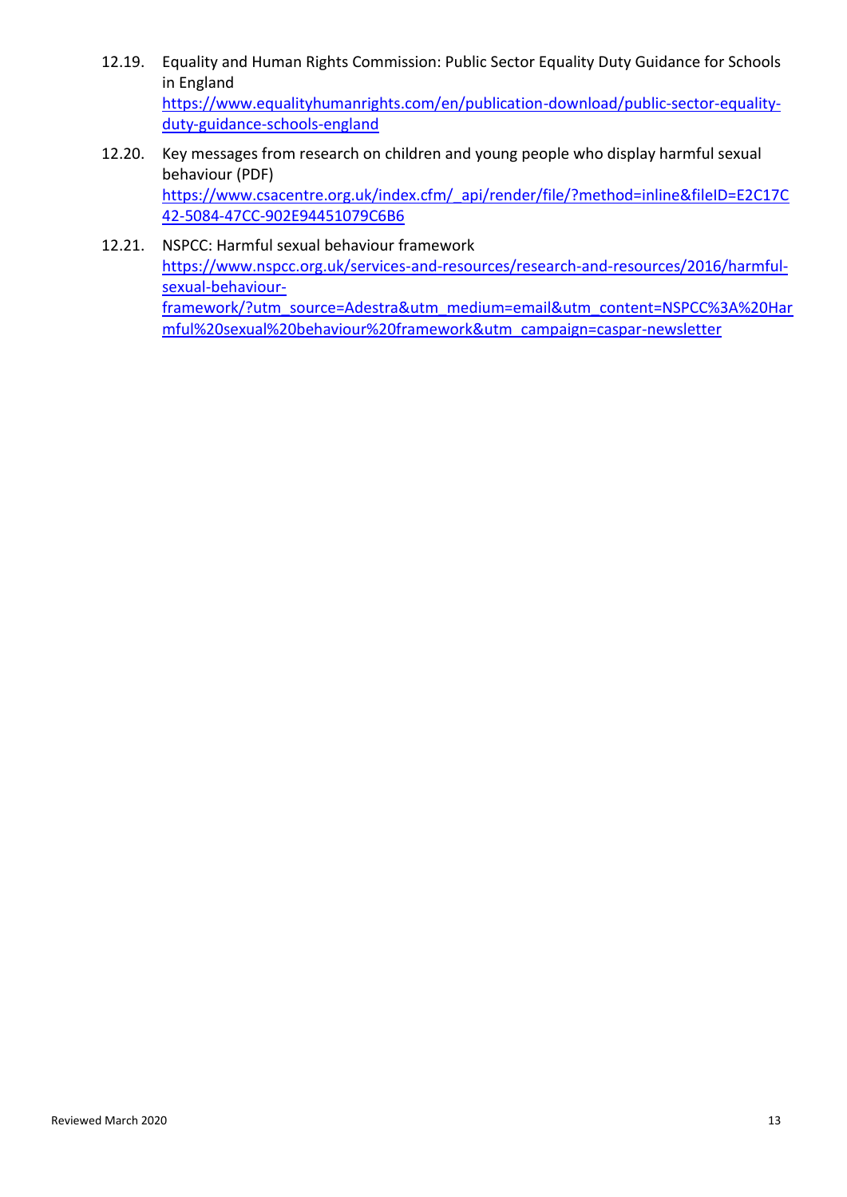12.19. Equality and Human Rights Commission: Public Sector Equality Duty Guidance for Schools in England
https://www.equalityhumanrights.com/en/publication-download/public-sector-equality-duty-guidance-schools-england

12.20. Key messages from research on children and young people who display harmful sexual behaviour (PDF)
https://www.csacentre.org.uk/index.cfm/_api/render/file/?method=inline&fileID=E2C17C42-5084-47CC-902E94451079C6B6

12.21. NSPCC: Harmful sexual behaviour framework
https://www.nspcc.org.uk/services-and-resources/research-and-resources/2016/harmful-sexual-behaviour-framework/?utm_source=Adestra&utm_medium=email&utm_content=NSPCC%3A%20Harmful%20sexual%20behaviour%20framework&utm_campaign=caspar-newsletter

Reviewed March 2020